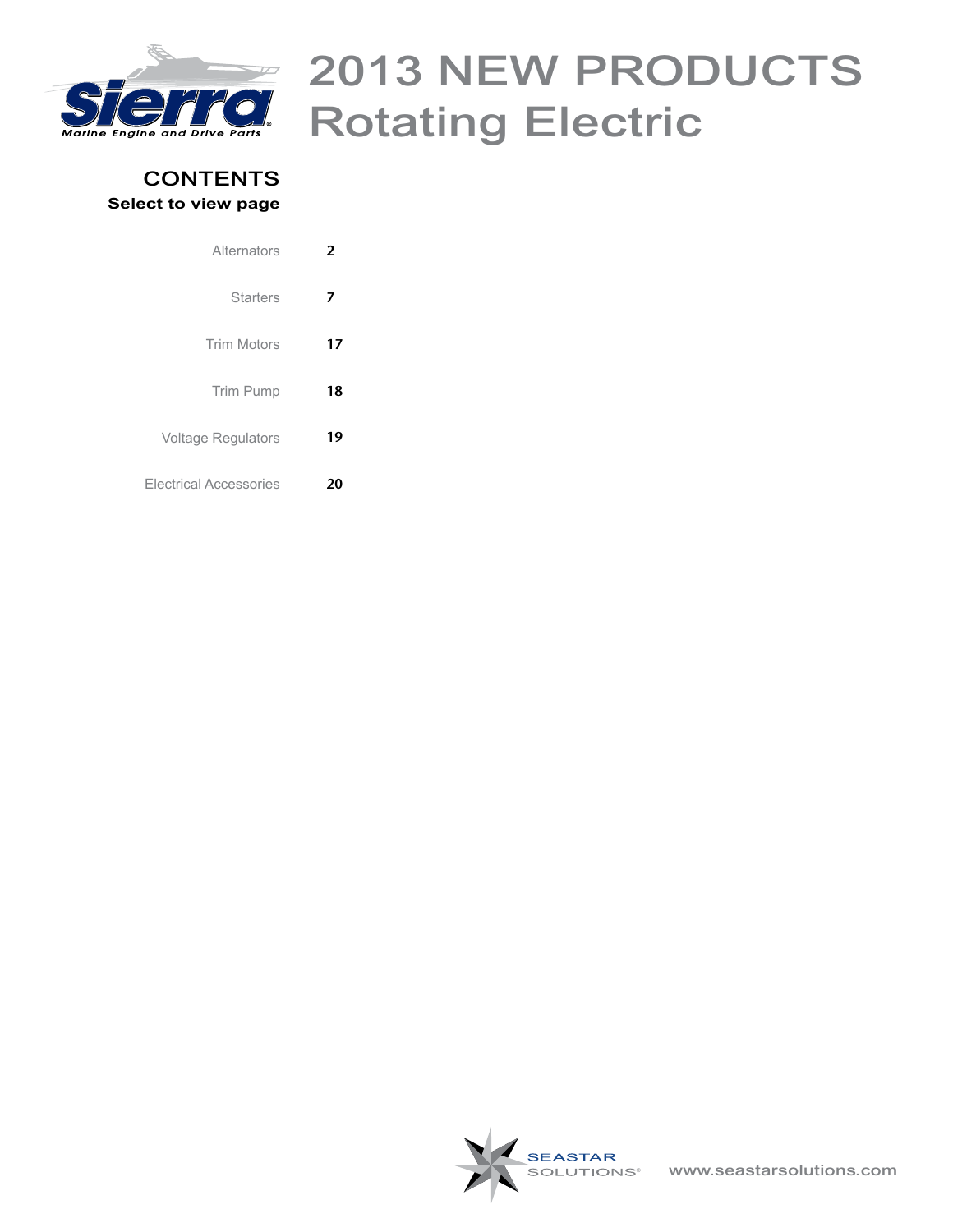# 2013 NEW PRODUCTS Rotating Electric

## CONTENTS

**Select to view page**

| | |
|---|---|
| Alternators | 2 |
| Starters | 7 |
| Trim Motors | 17 |
| Trim Pump | 18 |
| Voltage Regulators | 19 |
| Electrical Accessories | 20 |

www.seastarsolutions.com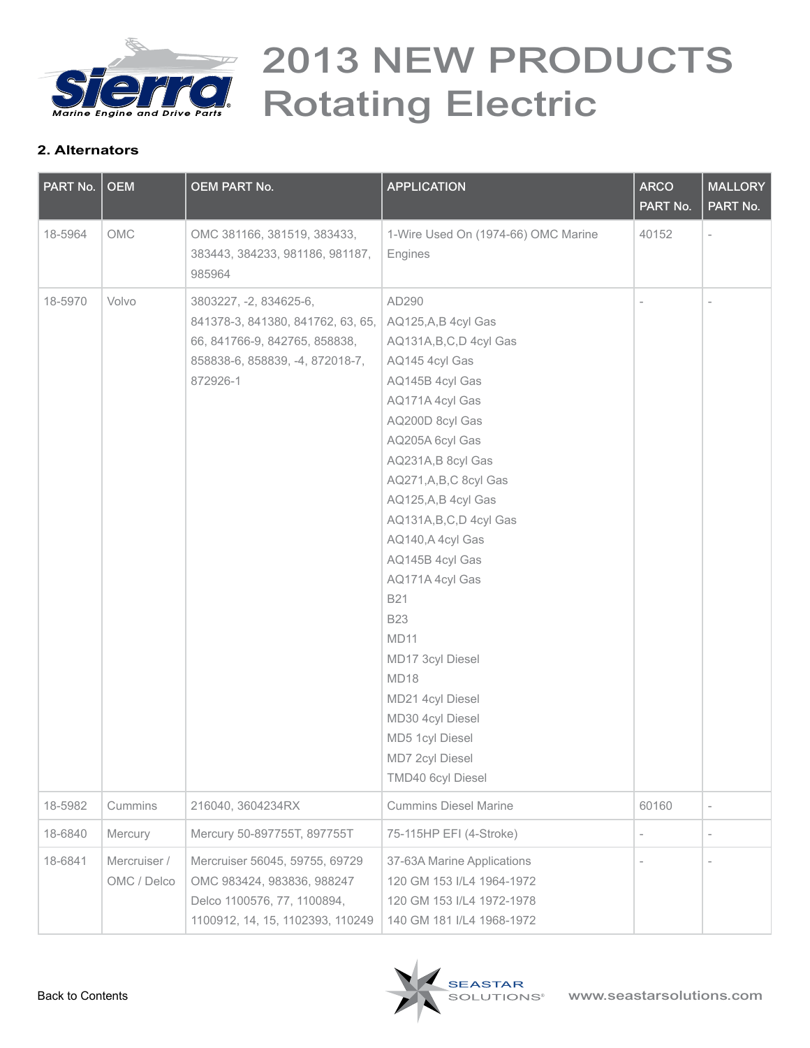# 2013 NEW PRODUCTS Rotating Electric

## 2. Alternators

| PART No. | OEM | OEM PART No. | APPLICATION | ARCO PART No. | MALLORY PART No. |
|---|---|---|---|---|---|
| 18-5964 | OMC | OMC 381166, 381519, 383433, 383443, 384233, 981186, 981187, 985964 | 1-Wire Used On (1974-66) OMC Marine Engines | 40152 | - |
| 18-5970 | Volvo | 3803227, -2, 834625-6, 841378-3, 841380, 841762, 63, 65, 66, 841766-9, 842765, 858838, 858838-6, 858839, -4, 872018-7, 872926-1 | AD290<br>AQ125,A,B 4cyl Gas<br>AQ131A,B,C,D 4cyl Gas<br>AQ145 4cyl Gas<br>AQ145B 4cyl Gas<br>AQ171A 4cyl Gas<br>AQ200D 8cyl Gas<br>AQ205A 6cyl Gas<br>AQ231A,B 8cyl Gas<br>AQ271,A,B,C 8cyl Gas<br>AQ125,A,B 4cyl Gas<br>AQ131A,B,C,D 4cyl Gas<br>AQ140,A 4cyl Gas<br>AQ145B 4cyl Gas<br>AQ171A 4cyl Gas<br>B21<br>B23<br>MD11<br>MD17 3cyl Diesel<br>MD18<br>MD21 4cyl Diesel<br>MD30 4cyl Diesel<br>MD5 1cyl Diesel<br>MD7 2cyl Diesel<br>TMD40 6cyl Diesel | - | - |
| 18-5982 | Cummins | 216040, 3604234RX | Cummins Diesel Marine | 60160 | - |
| 18-6840 | Mercury | Mercury 50-897755T, 897755T | 75-115HP EFI (4-Stroke) | - | - |
| 18-6841 | Mercruiser / OMC / Delco | Mercruiser 56045, 59755, 69729<br>OMC 983424, 983836, 988247<br>Delco 1100576, 77, 1100894, 1100912, 14, 15, 1102393, 110249 | 37-63A Marine Applications<br>120 GM 153 I/L4 1964-1972<br>120 GM 153 I/L4 1972-1978<br>140 GM 181 I/L4 1968-1972 | - | - |

Back to Contents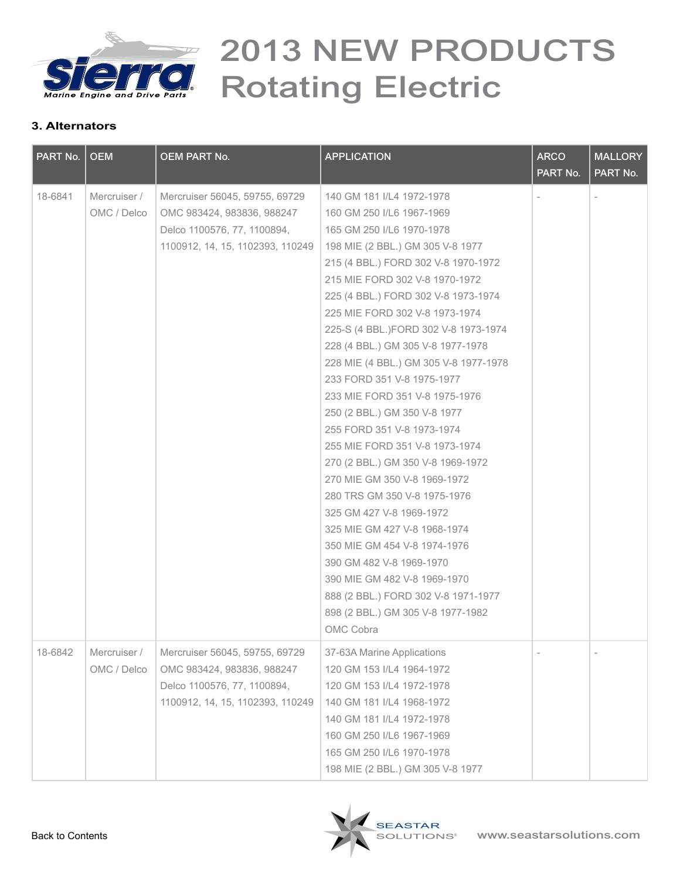# 2013 NEW PRODUCTS Rotating Electric

### 3. Alternators

| PART No. | OEM | OEM PART No. | APPLICATION | ARCO PART No. | MALLORY PART No. |
|---|---|---|---|---|---|
| 18-6841 | Mercruiser / OMC / Delco | Mercruiser 56045, 59755, 69729<br>OMC 983424, 983836, 988247<br>Delco 1100576, 77, 1100894, 1100912, 14, 15, 1102393, 110249 | 140 GM 181 I/L4 1972-1978<br>160 GM 250 I/L6 1967-1969<br>165 GM 250 I/L6 1970-1978<br>198 MIE (2 BBL.) GM 305 V-8 1977<br>215 (4 BBL.) FORD 302 V-8 1970-1972<br>215 MIE FORD 302 V-8 1970-1972<br>225 (4 BBL.) FORD 302 V-8 1973-1974<br>225 MIE FORD 302 V-8 1973-1974<br>225-S (4 BBL.)FORD 302 V-8 1973-1974<br>228 (4 BBL.) GM 305 V-8 1977-1978<br>228 MIE (4 BBL.) GM 305 V-8 1977-1978<br>233 FORD 351 V-8 1975-1977<br>233 MIE FORD 351 V-8 1975-1976<br>250 (2 BBL.) GM 350 V-8 1977<br>255 FORD 351 V-8 1973-1974<br>255 MIE FORD 351 V-8 1973-1974<br>270 (2 BBL.) GM 350 V-8 1969-1972<br>270 MIE GM 350 V-8 1969-1972<br>280 TRS GM 350 V-8 1975-1976<br>325 GM 427 V-8 1969-1972<br>325 MIE GM 427 V-8 1968-1974<br>350 MIE GM 454 V-8 1974-1976<br>390 GM 482 V-8 1969-1970<br>390 MIE GM 482 V-8 1969-1970<br>888 (2 BBL.) FORD 302 V-8 1971-1977<br>898 (2 BBL.) GM 305 V-8 1977-1982<br>OMC Cobra | - | - |
| 18-6842 | Mercruiser / OMC / Delco | Mercruiser 56045, 59755, 69729<br>OMC 983424, 983836, 988247<br>Delco 1100576, 77, 1100894, 1100912, 14, 15, 1102393, 110249 | 37-63A Marine Applications<br>120 GM 153 I/L4 1964-1972<br>120 GM 153 I/L4 1972-1978<br>140 GM 181 I/L4 1968-1972<br>140 GM 181 I/L4 1972-1978<br>160 GM 250 I/L6 1967-1969<br>165 GM 250 I/L6 1970-1978<br>198 MIE (2 BBL.) GM 305 V-8 1977 | - | - |

Back to Contents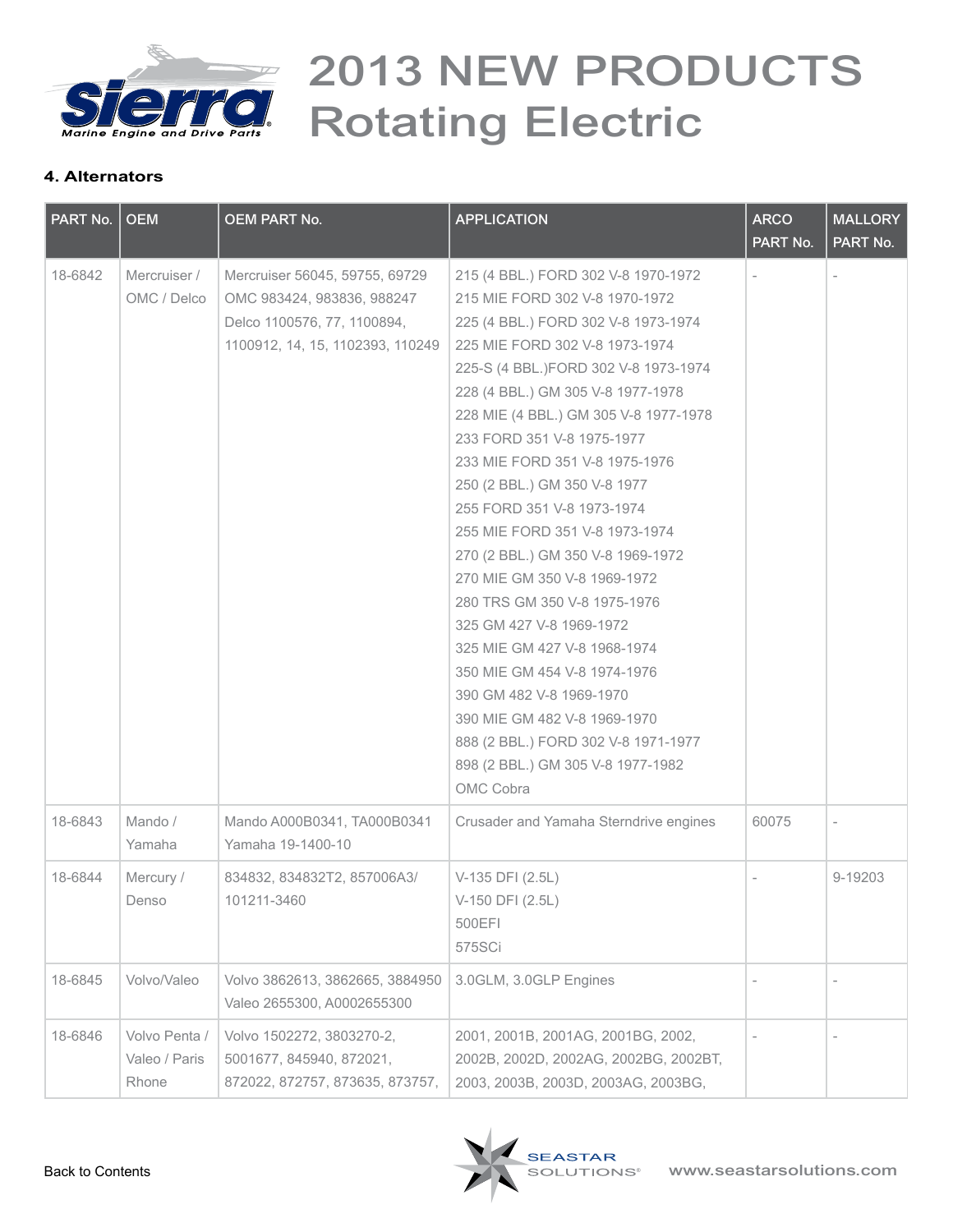# 2013 NEW PRODUCTS Rotating Electric

**4. Alternators**

| PART No. | OEM | OEM PART No. | APPLICATION | ARCO PART No. | MALLORY PART No. |
|---|---|---|---|---|---|
| 18-6842 | Mercruiser / OMC / Delco | Mercruiser 56045, 59755, 69729<br>OMC 983424, 983836, 988247<br>Delco 1100576, 77, 1100894, 1100912, 14, 15, 1102393, 110249 | 215 (4 BBL.) FORD 302 V-8 1970-1972<br>215 MIE FORD 302 V-8 1970-1972<br>225 (4 BBL.) FORD 302 V-8 1973-1974<br>225 MIE FORD 302 V-8 1973-1974<br>225-S (4 BBL.)FORD 302 V-8 1973-1974<br>228 (4 BBL.) GM 305 V-8 1977-1978<br>228 MIE (4 BBL.) GM 305 V-8 1977-1978<br>233 FORD 351 V-8 1975-1977<br>233 MIE FORD 351 V-8 1975-1976<br>250 (2 BBL.) GM 350 V-8 1977<br>255 FORD 351 V-8 1973-1974<br>255 MIE FORD 351 V-8 1973-1974<br>270 (2 BBL.) GM 350 V-8 1969-1972<br>270 MIE GM 350 V-8 1969-1972<br>280 TRS GM 350 V-8 1975-1976<br>325 GM 427 V-8 1969-1972<br>325 MIE GM 427 V-8 1968-1974<br>350 MIE GM 454 V-8 1974-1976<br>390 GM 482 V-8 1969-1970<br>390 MIE GM 482 V-8 1969-1970<br>888 (2 BBL.) FORD 302 V-8 1971-1977<br>898 (2 BBL.) GM 305 V-8 1977-1982<br>OMC Cobra | - | - |
| 18-6843 | Mando / Yamaha | Mando A000B0341, TA000B0341<br>Yamaha 19-1400-10 | Crusader and Yamaha Sterndrive engines | 60075 | - |
| 18-6844 | Mercury / Denso | 834832, 834832T2, 857006A3/ 101211-3460 | V-135 DFI (2.5L)<br>V-150 DFI (2.5L)<br>500EFI<br>575SCi | - | 9-19203 |
| 18-6845 | Volvo/Valeo | Volvo 3862613, 3862665, 3884950<br>Valeo 2655300, A0002655300 | 3.0GLM, 3.0GLP Engines | - | - |
| 18-6846 | Volvo Penta / Valeo / Paris Rhone | Volvo 1502272, 3803270-2, 5001677, 845940, 872021, 872022, 872757, 873635, 873757, | 2001, 2001B, 2001AG, 2001BG, 2002, 2002B, 2002D, 2002AG, 2002BG, 2002BT, 2003, 2003B, 2003D, 2003AG, 2003BG, | - | - |

Back to Contents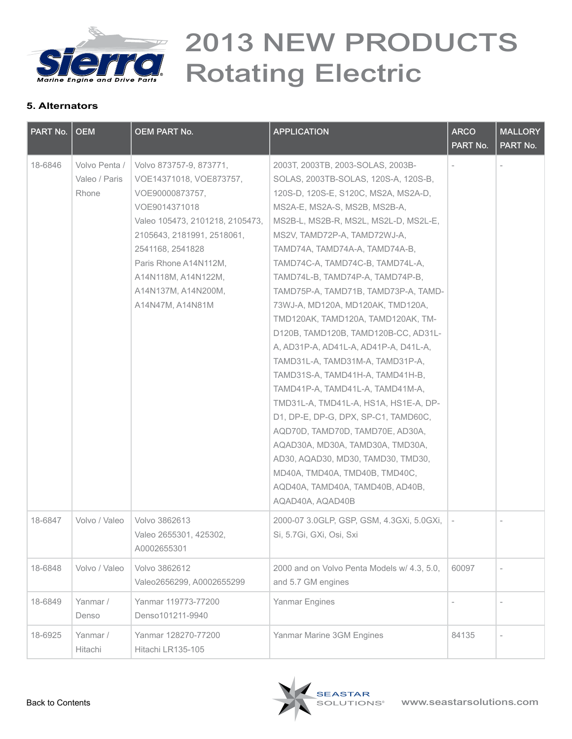# 2013 NEW PRODUCTS Rotating Electric

### 5. Alternators

| PART No. | OEM | OEM PART No. | APPLICATION | ARCO PART No. | MALLORY PART No. |
|---|---|---|---|---|---|
| 18-6846 | Volvo Penta / Valeo / Paris Rhone | Volvo 873757-9, 873771, VOE14371018, VOE873757, VOE90000873757, VOE9014371018 Valeo 105473, 2101218, 2105473, 2105643, 2181991, 2518061, 2541168, 2541828 Paris Rhone A14N112M, A14N118M, A14N122M, A14N137M, A14N200M, A14N47M, A14N81M | 2003T, 2003TB, 2003-SOLAS, 2003B-SOLAS, 2003TB-SOLAS, 120S-A, 120S-B, 120S-D, 120S-E, S120C, MS2A, MS2A-D, MS2A-E, MS2A-S, MS2B, MS2B-A, MS2B-L, MS2B-R, MS2L, MS2L-D, MS2L-E, MS2V, TAMD72P-A, TAMD72WJ-A, TAMD74A, TAMD74A-A, TAMD74A-B, TAMD74C-A, TAMD74C-B, TAMD74L-A, TAMD74L-B, TAMD74P-A, TAMD74P-B, TAMD75P-A, TAMD71B, TAMD73P-A, TAMD-73WJ-A, MD120A, MD120AK, TMD120A, TMD120AK, TAMD120A, TAMD120AK, TM-D120B, TAMD120B, TAMD120B-CC, AD31L-A, AD31P-A, AD41L-A, AD41P-A, D41L-A, TAMD31L-A, TAMD31M-A, TAMD31P-A, TAMD31S-A, TAMD41H-A, TAMD41H-B, TAMD41P-A, TAMD41L-A, TAMD41M-A, TMD31L-A, TMD41L-A, HS1A, HS1E-A, DP-D1, DP-E, DP-G, DPX, SP-C1, TAMD60C, AQD70D, TAMD70D, TAMD70E, AD30A, AQAD30A, MD30A, TAMD30A, TMD30A, AD30, AQAD30, MD30, TAMD30, TMD30, MD40A, TMD40A, TMD40B, TMD40C, AQD40A, TAMD40A, TAMD40B, AD40B, AQAD40A, AQAD40B | - | - |
| 18-6847 | Volvo / Valeo | Volvo 3862613 Valeo 2655301, 425302, A0002655301 | 2000-07 3.0GLP, GSP, GSM, 4.3GXi, 5.0GXi, Si, 5.7Gi, GXi, Osi, Sxi | - | - |
| 18-6848 | Volvo / Valeo | Volvo 3862612 Valeo2656299, A0002655299 | 2000 and on Volvo Penta Models w/ 4.3, 5.0, and 5.7 GM engines | 60097 | - |
| 18-6849 | Yanmar / Denso | Yanmar 119773-77200 Denso101211-9940 | Yanmar Engines | - | - |
| 18-6925 | Yanmar / Hitachi | Yanmar 128270-77200 Hitachi LR135-105 | Yanmar Marine 3GM Engines | 84135 | - |

Back to Contents

www.seastarsolutions.com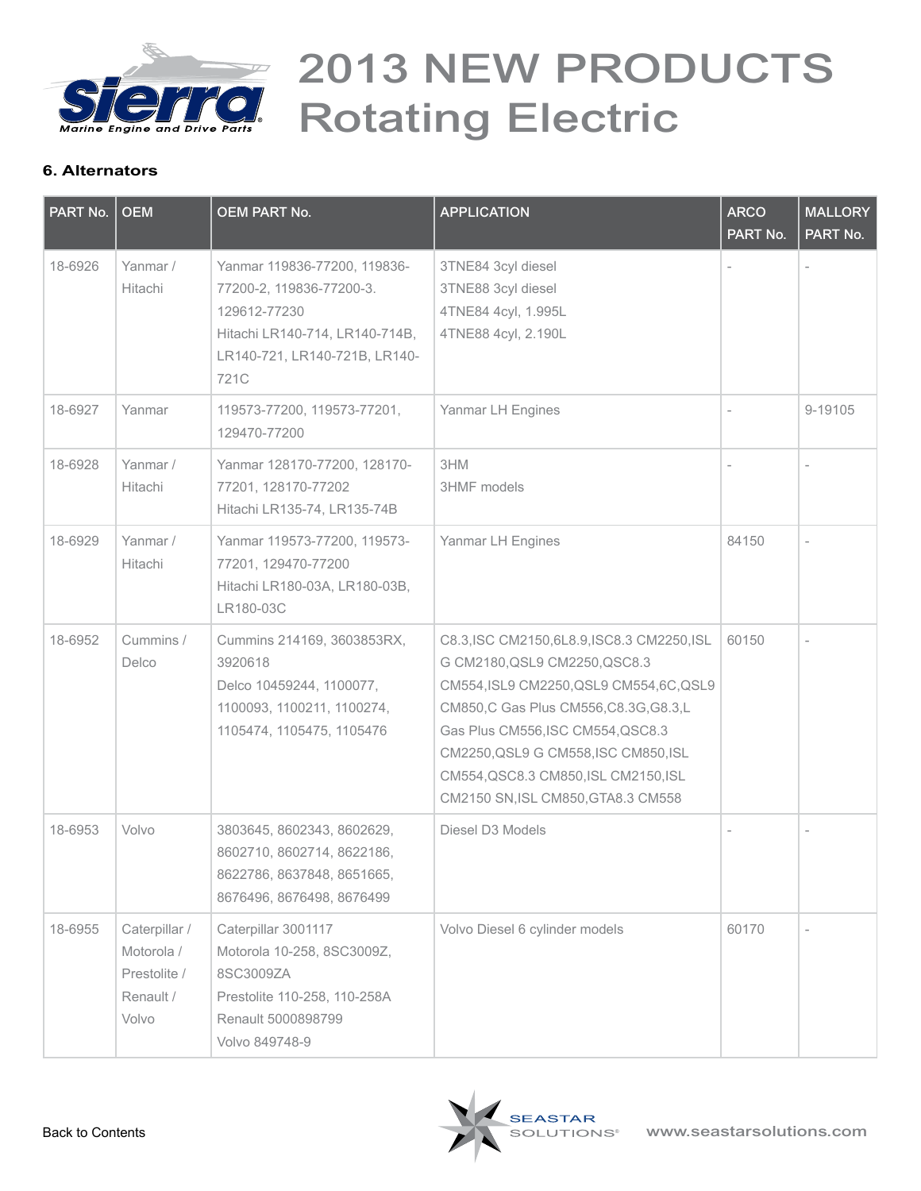# 2013 NEW PRODUCTS Rotating Electric

### 6. Alternators

| PART No. | OEM | OEM PART No. | APPLICATION | ARCO PART No. | MALLORY PART No. |
|---|---|---|---|---|---|
| 18-6926 | Yanmar / Hitachi | Yanmar 119836-77200, 119836-77200-2, 119836-77200-3. 129612-77230<br>Hitachi LR140-714, LR140-714B, LR140-721, LR140-721B, LR140-721C | 3TNE84 3cyl diesel<br>3TNE88 3cyl diesel<br>4TNE84 4cyl, 1.995L<br>4TNE88 4cyl, 2.190L | - | - |
| 18-6927 | Yanmar | 119573-77200, 119573-77201, 129470-77200 | Yanmar LH Engines | - | 9-19105 |
| 18-6928 | Yanmar / Hitachi | Yanmar 128170-77200, 128170-77201, 128170-77202<br>Hitachi LR135-74, LR135-74B | 3HM<br>3HMF models | - | - |
| 18-6929 | Yanmar / Hitachi | Yanmar 119573-77200, 119573-77201, 129470-77200<br>Hitachi LR180-03A, LR180-03B, LR180-03C | Yanmar LH Engines | 84150 | - |
| 18-6952 | Cummins / Delco | Cummins 214169, 3603853RX, 3920618<br>Delco 10459244, 1100077, 1100093, 1100211, 1100274, 1105474, 1105475, 1105476 | C8.3,ISC CM2150,6L8.9,ISC8.3 CM2250,ISL G CM2180,QSL9 CM2250,QSC8.3 CM554,ISL9 CM2250,QSL9 CM554,6C,QSL9 CM850,C Gas Plus CM556,C8.3G,G8.3,L Gas Plus CM556,ISC CM554,QSC8.3 CM2250,QSL9 G CM558,ISC CM850,ISL CM554,QSC8.3 CM850,ISL CM2150,ISL CM2150 SN,ISL CM850,GTA8.3 CM558 | 60150 | - |
| 18-6953 | Volvo | 3803645, 8602343, 8602629, 8602710, 8602714, 8622186, 8622786, 8637848, 8651665, 8676496, 8676498, 8676499 | Diesel D3 Models | - | - |
| 18-6955 | Caterpillar / Motorola / Prestolite / Renault / Volvo | Caterpillar 3001117<br>Motorola 10-258, 8SC3009Z, 8SC3009ZA<br>Prestolite 110-258, 110-258A<br>Renault 5000898799<br>Volvo 849748-9 | Volvo Diesel 6 cylinder models | 60170 | - |

Back to Contents

www.seastarsolutions.com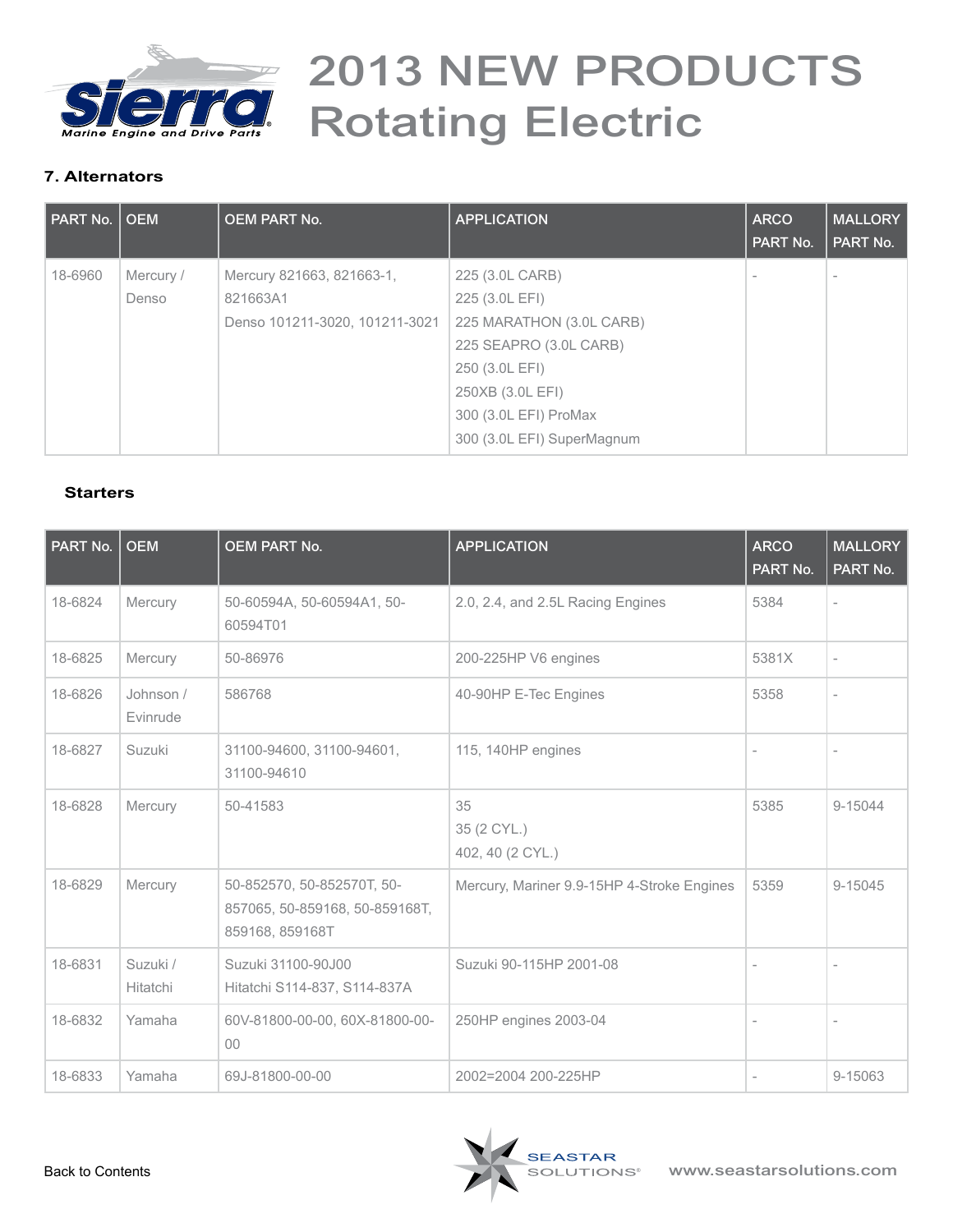# 2013 NEW PRODUCTS Rotating Electric

### 7. Alternators

| PART No. | OEM | OEM PART No. | APPLICATION | ARCO PART No. | MALLORY PART No. |
|---|---|---|---|---|---|
| 18-6960 | Mercury / Denso | Mercury 821663, 821663-1, 821663A1<br>Denso 101211-3020, 101211-3021 | 225 (3.0L CARB)<br>225 (3.0L EFI)<br>225 MARATHON (3.0L CARB)<br>225 SEAPRO (3.0L CARB)<br>250 (3.0L EFI)<br>250XB (3.0L EFI)<br>300 (3.0L EFI) ProMax<br>300 (3.0L EFI) SuperMagnum | - | - |

### Starters

| PART No. | OEM | OEM PART No. | APPLICATION | ARCO PART No. | MALLORY PART No. |
|---|---|---|---|---|---|
| 18-6824 | Mercury | 50-60594A, 50-60594A1, 50-60594T01 | 2.0, 2.4, and 2.5L Racing Engines | 5384 | - |
| 18-6825 | Mercury | 50-86976 | 200-225HP V6 engines | 5381X | - |
| 18-6826 | Johnson / Evinrude | 586768 | 40-90HP E-Tec Engines | 5358 | - |
| 18-6827 | Suzuki | 31100-94600, 31100-94601, 31100-94610 | 115, 140HP engines | - | - |
| 18-6828 | Mercury | 50-41583 | 35<br>35 (2 CYL.)<br>402, 40 (2 CYL.) | 5385 | 9-15044 |
| 18-6829 | Mercury | 50-852570, 50-852570T, 50-857065, 50-859168, 50-859168T, 859168, 859168T | Mercury, Mariner 9.9-15HP 4-Stroke Engines | 5359 | 9-15045 |
| 18-6831 | Suzuki / Hitatchi | Suzuki 31100-90J00<br>Hitatchi S114-837, S114-837A | Suzuki 90-115HP 2001-08 | - | - |
| 18-6832 | Yamaha | 60V-81800-00-00, 60X-81800-00-00 | 250HP engines 2003-04 | - | - |
| 18-6833 | Yamaha | 69J-81800-00-00 | 2002=2004 200-225HP | - | 9-15063 |

Back to Contents

www.seastarsolutions.com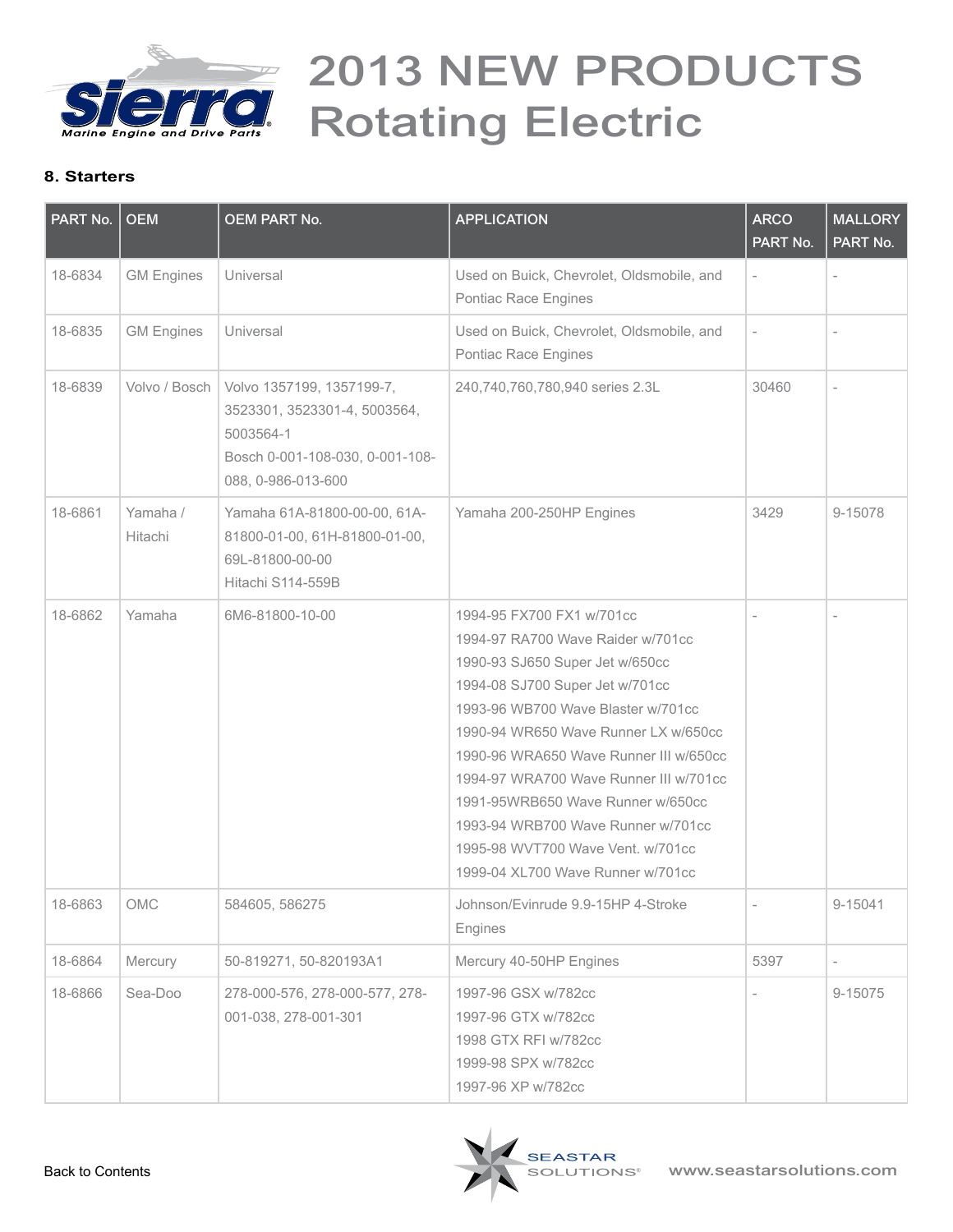# 2013 NEW PRODUCTS Rotating Electric

### 8. Starters

| PART No. | OEM | OEM PART No. | APPLICATION | ARCO PART No. | MALLORY PART No. |
|---|---|---|---|---|---|
| 18-6834 | GM Engines | Universal | Used on Buick, Chevrolet, Oldsmobile, and Pontiac Race Engines | - | - |
| 18-6835 | GM Engines | Universal | Used on Buick, Chevrolet, Oldsmobile, and Pontiac Race Engines | - | - |
| 18-6839 | Volvo / Bosch | Volvo 1357199, 1357199-7, 3523301, 3523301-4, 5003564, 5003564-1<br>Bosch 0-001-108-030, 0-001-108-088, 0-986-013-600 | 240,740,760,780,940 series 2.3L | 30460 | - |
| 18-6861 | Yamaha / Hitachi | Yamaha 61A-81800-00-00, 61A-81800-01-00, 61H-81800-01-00, 69L-81800-00-00<br>Hitachi S114-559B | Yamaha 200-250HP Engines | 3429 | 9-15078 |
| 18-6862 | Yamaha | 6M6-81800-10-00 | 1994-95 FX700 FX1 w/701cc<br>1994-97 RA700 Wave Raider w/701cc<br>1990-93 SJ650 Super Jet w/650cc<br>1994-08 SJ700 Super Jet w/701cc<br>1993-96 WB700 Wave Blaster w/701cc<br>1990-94 WR650 Wave Runner LX w/650cc<br>1990-96 WRA650 Wave Runner III w/650cc<br>1994-97 WRA700 Wave Runner III w/701cc<br>1991-95WRB650 Wave Runner w/650cc<br>1993-94 WRB700 Wave Runner w/701cc<br>1995-98 WVT700 Wave Vent. w/701cc<br>1999-04 XL700 Wave Runner w/701cc | - | - |
| 18-6863 | OMC | 584605, 586275 | Johnson/Evinrude 9.9-15HP 4-Stroke Engines | - | 9-15041 |
| 18-6864 | Mercury | 50-819271, 50-820193A1 | Mercury 40-50HP Engines | 5397 | - |
| 18-6866 | Sea-Doo | 278-000-576, 278-000-577, 278-001-038, 278-001-301 | 1997-96 GSX w/782cc<br>1997-96 GTX w/782cc<br>1998 GTX RFI w/782cc<br>1999-98 SPX w/782cc<br>1997-96 XP w/782cc | - | 9-15075 |

Back to Contents

www.seastarsolutions.com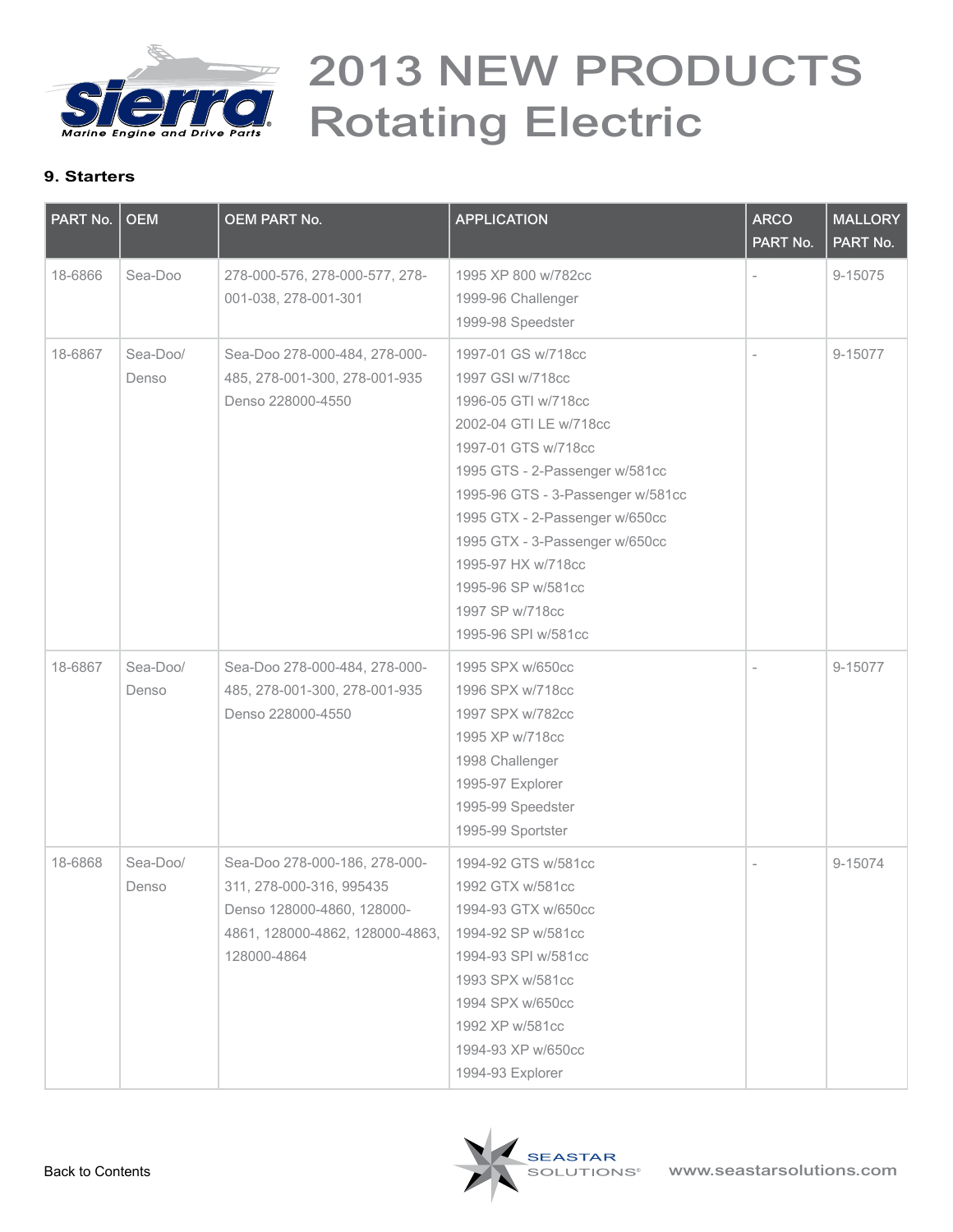# 2013 NEW PRODUCTS Rotating Electric

### 9. Starters

| PART No. | OEM | OEM PART No. | APPLICATION | ARCO PART No. | MALLORY PART No. |
|---|---|---|---|---|---|
| 18-6866 | Sea-Doo | 278-000-576, 278-000-577, 278-001-038, 278-001-301 | 1995 XP 800 w/782cc<br>1999-96 Challenger<br>1999-98 Speedster | - | 9-15075 |
| 18-6867 | Sea-Doo/ Denso | Sea-Doo 278-000-484, 278-000-485, 278-001-300, 278-001-935<br>Denso 228000-4550 | 1997-01 GS w/718cc<br>1997 GSI w/718cc<br>1996-05 GTI w/718cc<br>2002-04 GTI LE w/718cc<br>1997-01 GTS w/718cc<br>1995 GTS - 2-Passenger w/581cc<br>1995-96 GTS - 3-Passenger w/581cc<br>1995 GTX - 2-Passenger w/650cc<br>1995 GTX - 3-Passenger w/650cc<br>1995-97 HX w/718cc<br>1995-96 SP w/581cc<br>1997 SP w/718cc<br>1995-96 SPI w/581cc | - | 9-15077 |
| 18-6867 | Sea-Doo/ Denso | Sea-Doo 278-000-484, 278-000-485, 278-001-300, 278-001-935<br>Denso 228000-4550 | 1995 SPX w/650cc<br>1996 SPX w/718cc<br>1997 SPX w/782cc<br>1995 XP w/718cc<br>1998 Challenger<br>1995-97 Explorer<br>1995-99 Speedster<br>1995-99 Sportster | - | 9-15077 |
| 18-6868 | Sea-Doo/ Denso | Sea-Doo 278-000-186, 278-000-311, 278-000-316, 995435<br>Denso 128000-4860, 128000-4861, 128000-4862, 128000-4863, 128000-4864 | 1994-92 GTS w/581cc<br>1992 GTX w/581cc<br>1994-93 GTX w/650cc<br>1994-92 SP w/581cc<br>1994-93 SPI w/581cc<br>1993 SPX w/581cc<br>1994 SPX w/650cc<br>1992 XP w/581cc<br>1994-93 XP w/650cc<br>1994-93 Explorer | - | 9-15074 |

Back to Contents

www.seastarsolutions.com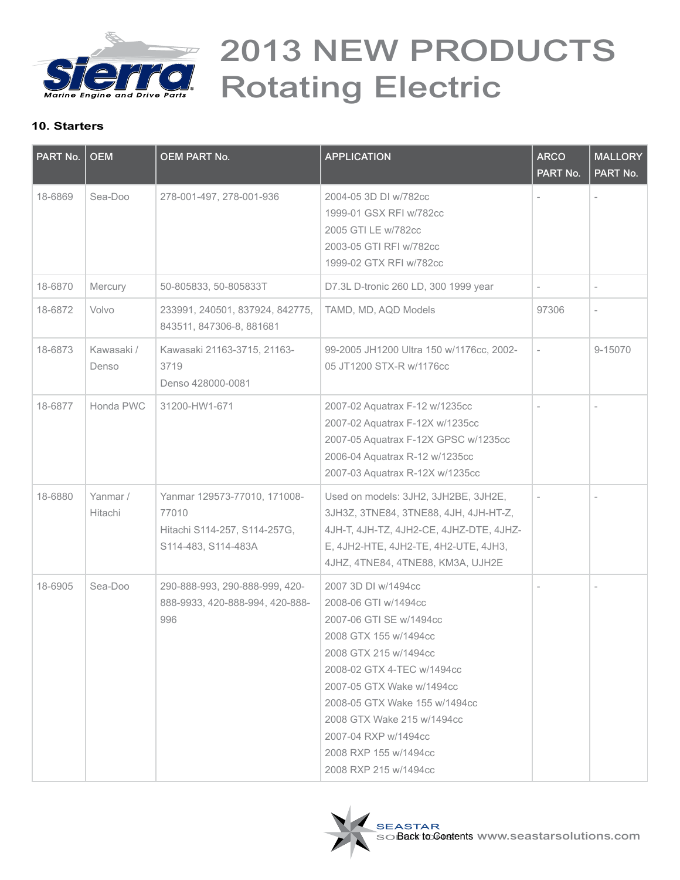# 2013 NEW PRODUCTS Rotating Electric

### 10. Starters

| PART No. | OEM | OEM PART No. | APPLICATION | ARCO PART No. | MALLORY PART No. |
|---|---|---|---|---|---|
| 18-6869 | Sea-Doo | 278-001-497, 278-001-936 | 2004-05 3D DI w/782cc<br>1999-01 GSX RFI w/782cc<br>2005 GTI LE w/782cc<br>2003-05 GTI RFI w/782cc<br>1999-02 GTX RFI w/782cc | - | - |
| 18-6870 | Mercury | 50-805833, 50-805833T | D7.3L D-tronic 260 LD, 300 1999 year | - | - |
| 18-6872 | Volvo | 233991, 240501, 837924, 842775, 843511, 847306-8, 881681 | TAMD, MD, AQD Models | 97306 | - |
| 18-6873 | Kawasaki / Denso | Kawasaki 21163-3715, 21163-3719<br>Denso 428000-0081 | 99-2005 JH1200 Ultra 150 w/1176cc, 2002-05 JT1200 STX-R w/1176cc | - | 9-15070 |
| 18-6877 | Honda PWC | 31200-HW1-671 | 2007-02 Aquatrax F-12 w/1235cc<br>2007-02 Aquatrax F-12X w/1235cc<br>2007-05 Aquatrax F-12X GPSC w/1235cc<br>2006-04 Aquatrax R-12 w/1235cc<br>2007-03 Aquatrax R-12X w/1235cc | - | - |
| 18-6880 | Yanmar / Hitachi | Yanmar 129573-77010, 171008-77010<br>Hitachi S114-257, S114-257G, S114-483, S114-483A | Used on models: 3JH2, 3JH2BE, 3JH2E, 3JH3Z, 3TNE84, 3TNE88, 4JH, 4JH-HT-Z, 4JH-T, 4JH-TZ, 4JH2-CE, 4JHZ-DTE, 4JHZ-E, 4JH2-HTE, 4JH2-TE, 4H2-UTE, 4JH3, 4JHZ, 4TNE84, 4TNE88, KM3A, UJH2E | - | - |
| 18-6905 | Sea-Doo | 290-888-993, 290-888-999, 420-888-9933, 420-888-994, 420-888-996 | 2007 3D DI w/1494cc<br>2008-06 GTI w/1494cc<br>2007-06 GTI SE w/1494cc<br>2008 GTX 155 w/1494cc<br>2008 GTX 215 w/1494cc<br>2008-02 GTX 4-TEC w/1494cc<br>2007-05 GTX Wake w/1494cc<br>2008-05 GTX Wake 155 w/1494cc<br>2008 GTX Wake 215 w/1494cc<br>2007-04 RXP w/1494cc<br>2008 RXP 155 w/1494cc<br>2008 RXP 215 w/1494cc | - | - |

Back to Contents www.seastarsolutions.com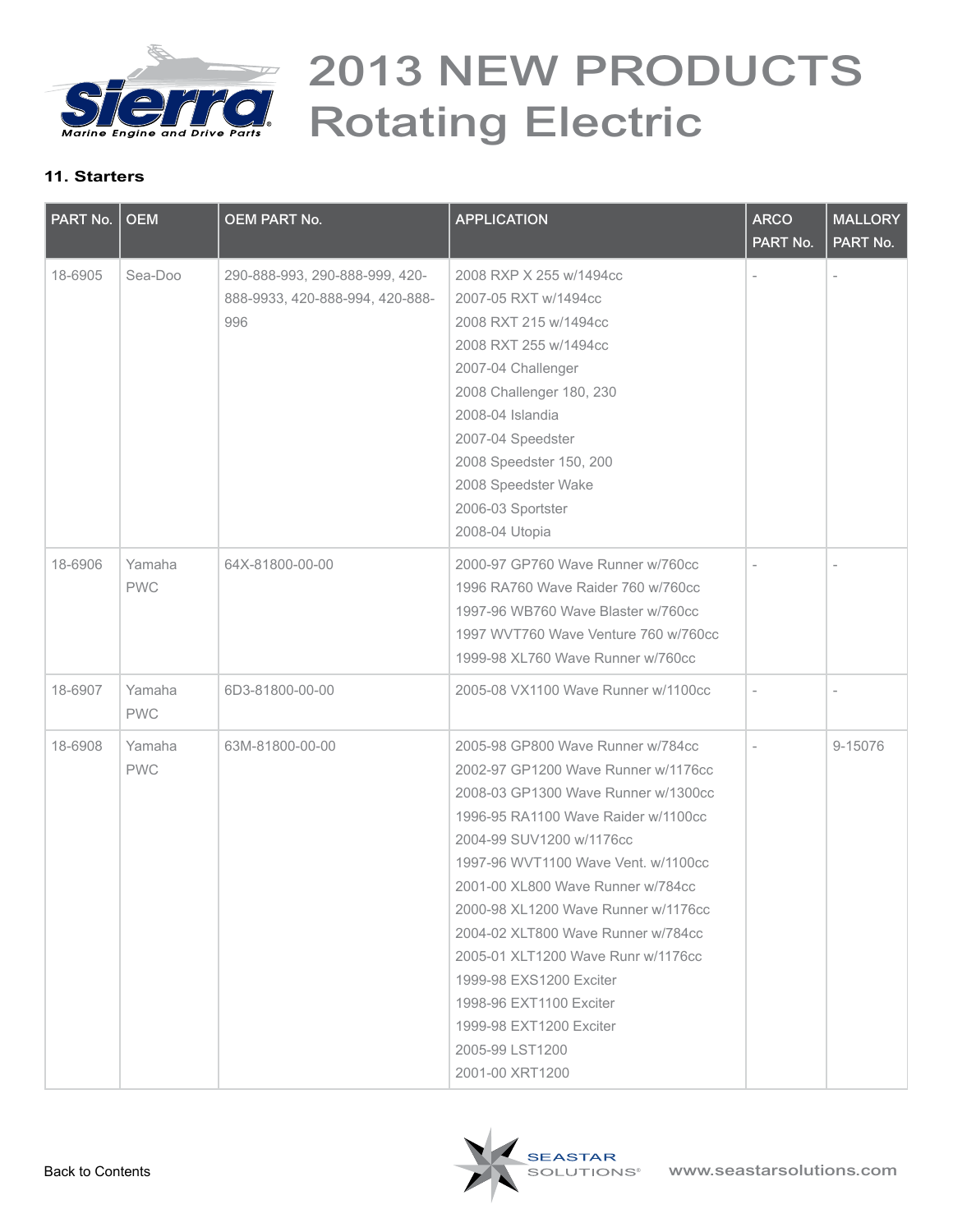# 2013 NEW PRODUCTS Rotating Electric

### 11. Starters

| PART No. | OEM | OEM PART No. | APPLICATION | ARCO PART No. | MALLORY PART No. |
|---|---|---|---|---|---|
| 18-6905 | Sea-Doo | 290-888-993, 290-888-999, 420-888-9933, 420-888-994, 420-888-996 | 2008 RXP X 255 w/1494cc<br>2007-05 RXT w/1494cc<br>2008 RXT 215 w/1494cc<br>2008 RXT 255 w/1494cc<br>2007-04 Challenger<br>2008 Challenger 180, 230<br>2008-04 Islandia<br>2007-04 Speedster<br>2008 Speedster 150, 200<br>2008 Speedster Wake<br>2006-03 Sportster<br>2008-04 Utopia | - | - |
| 18-6906 | Yamaha PWC | 64X-81800-00-00 | 2000-97 GP760 Wave Runner w/760cc<br>1996 RA760 Wave Raider 760 w/760cc<br>1997-96 WB760 Wave Blaster w/760cc<br>1997 WVT760 Wave Venture 760 w/760cc<br>1999-98 XL760 Wave Runner w/760cc | - | - |
| 18-6907 | Yamaha PWC | 6D3-81800-00-00 | 2005-08 VX1100 Wave Runner w/1100cc | - | - |
| 18-6908 | Yamaha PWC | 63M-81800-00-00 | 2005-98 GP800 Wave Runner w/784cc<br>2002-97 GP1200 Wave Runner w/1176cc<br>2008-03 GP1300 Wave Runner w/1300cc<br>1996-95 RA1100 Wave Raider w/1100cc<br>2004-99 SUV1200 w/1176cc<br>1997-96 WVT1100 Wave Vent. w/1100cc<br>2001-00 XL800 Wave Runner w/784cc<br>2000-98 XL1200 Wave Runner w/1176cc<br>2004-02 XLT800 Wave Runner w/784cc<br>2005-01 XLT1200 Wave Runr w/1176cc<br>1999-98 EXS1200 Exciter<br>1998-96 EXT1100 Exciter<br>1999-98 EXT1200 Exciter<br>2005-99 LST1200<br>2001-00 XRT1200 | - | 9-15076 |

Back to Contents

www.seastarsolutions.com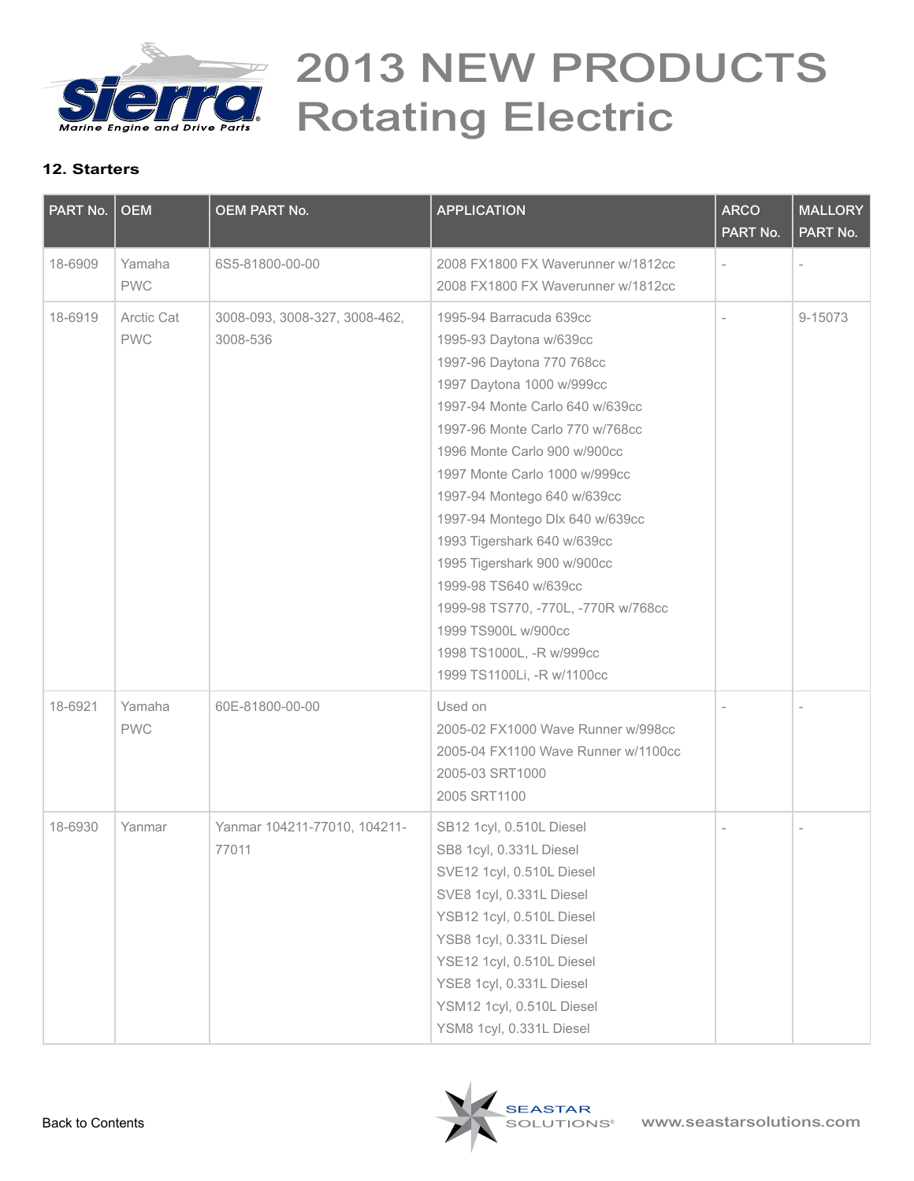# 2013 NEW PRODUCTS
# Rotating Electric

### 12. Starters

| PART No. | OEM | OEM PART No. | APPLICATION | ARCO PART No. | MALLORY PART No. |
|---|---|---|---|---|---|
| 18-6909 | Yamaha PWC | 6S5-81800-00-00 | 2008 FX1800 FX Waverunner w/1812cc<br>2008 FX1800 FX Waverunner w/1812cc | - | - |
| 18-6919 | Arctic Cat PWC | 3008-093, 3008-327, 3008-462, 3008-536 | 1995-94 Barracuda 639cc<br>1995-93 Daytona w/639cc<br>1997-96 Daytona 770 768cc<br>1997 Daytona 1000 w/999cc<br>1997-94 Monte Carlo 640 w/639cc<br>1997-96 Monte Carlo 770 w/768cc<br>1996 Monte Carlo 900 w/900cc<br>1997 Monte Carlo 1000 w/999cc<br>1997-94 Montego 640 w/639cc<br>1997-94 Montego Dlx 640 w/639cc<br>1993 Tigershark 640 w/639cc<br>1995 Tigershark 900 w/900cc<br>1999-98 TS640 w/639cc<br>1999-98 TS770, -770L, -770R w/768cc<br>1999 TS900L w/900cc<br>1998 TS1000L, -R w/999cc<br>1999 TS1100Li, -R w/1100cc | - | 9-15073 |
| 18-6921 | Yamaha PWC | 60E-81800-00-00 | Used on<br>2005-02 FX1000 Wave Runner w/998cc<br>2005-04 FX1100 Wave Runner w/1100cc<br>2005-03 SRT1000<br>2005 SRT1100 | - | - |
| 18-6930 | Yanmar | Yanmar 104211-77010, 104211-77011 | SB12 1cyl, 0.510L Diesel<br>SB8 1cyl, 0.331L Diesel<br>SVE12 1cyl, 0.510L Diesel<br>SVE8 1cyl, 0.331L Diesel<br>YSB12 1cyl, 0.510L Diesel<br>YSB8 1cyl, 0.331L Diesel<br>YSE12 1cyl, 0.510L Diesel<br>YSE8 1cyl, 0.331L Diesel<br>YSM12 1cyl, 0.510L Diesel<br>YSM8 1cyl, 0.331L Diesel | - | - |

Back to Contents

www.seastarsolutions.com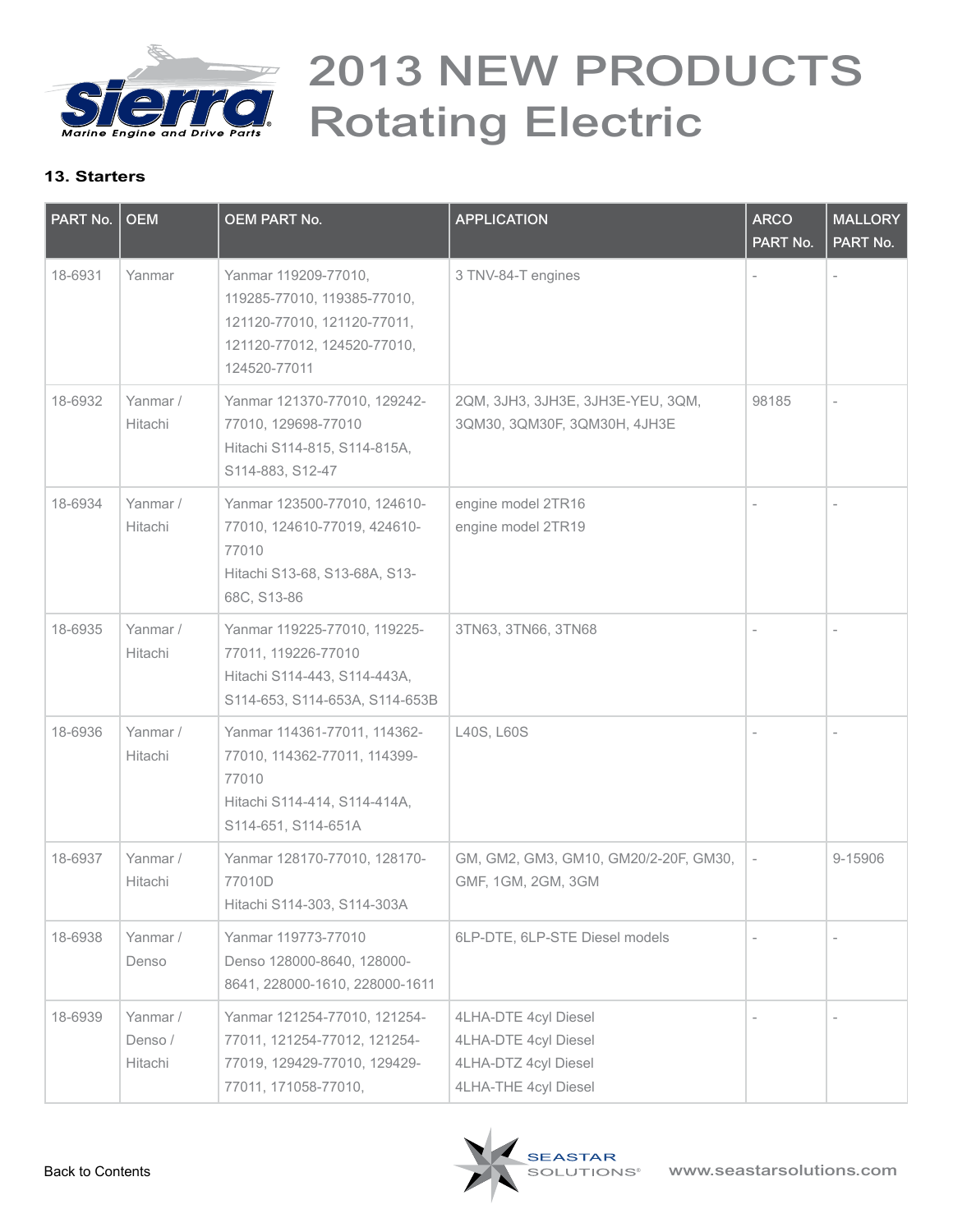# 2013 NEW PRODUCTS Rotating Electric

### 13. Starters

| PART No. | OEM | OEM PART No. | APPLICATION | ARCO PART No. | MALLORY PART No. |
|---|---|---|---|---|---|
| 18-6931 | Yanmar | Yanmar 119209-77010, 119285-77010, 119385-77010, 121120-77010, 121120-77011, 121120-77012, 124520-77010, 124520-77011 | 3 TNV-84-T engines | - | - |
| 18-6932 | Yanmar / Hitachi | Yanmar 121370-77010, 129242-77010, 129698-77010<br>Hitachi S114-815, S114-815A, S114-883, S12-47 | 2QM, 3JH3, 3JH3E, 3JH3E-YEU, 3QM, 3QM30, 3QM30F, 3QM30H, 4JH3E | 98185 | - |
| 18-6934 | Yanmar / Hitachi | Yanmar 123500-77010, 124610-77010, 124610-77019, 424610-77010<br>Hitachi S13-68, S13-68A, S13-68C, S13-86 | engine model 2TR16<br>engine model 2TR19 | - | - |
| 18-6935 | Yanmar / Hitachi | Yanmar 119225-77010, 119225-77011, 119226-77010<br>Hitachi S114-443, S114-443A, S114-653, S114-653A, S114-653B | 3TN63, 3TN66, 3TN68 | - | - |
| 18-6936 | Yanmar / Hitachi | Yanmar 114361-77011, 114362-77010, 114362-77011, 114399-77010<br>Hitachi S114-414, S114-414A, S114-651, S114-651A | L40S, L60S | - | - |
| 18-6937 | Yanmar / Hitachi | Yanmar 128170-77010, 128170-77010D<br>Hitachi S114-303, S114-303A | GM, GM2, GM3, GM10, GM20/2-20F, GM30, GMF, 1GM, 2GM, 3GM | - | 9-15906 |
| 18-6938 | Yanmar / Denso | Yanmar 119773-77010<br>Denso 128000-8640, 128000-8641, 228000-1610, 228000-1611 | 6LP-DTE, 6LP-STE Diesel models | - | - |
| 18-6939 | Yanmar / Denso / Hitachi | Yanmar 121254-77010, 121254-77011, 121254-77012, 121254-77019, 129429-77010, 129429-77011, 171058-77010, | 4LHA-DTE 4cyl Diesel<br>4LHA-DTE 4cyl Diesel<br>4LHA-DTZ 4cyl Diesel<br>4LHA-THE 4cyl Diesel | - | - |

Back to Contents

www.seastarsolutions.com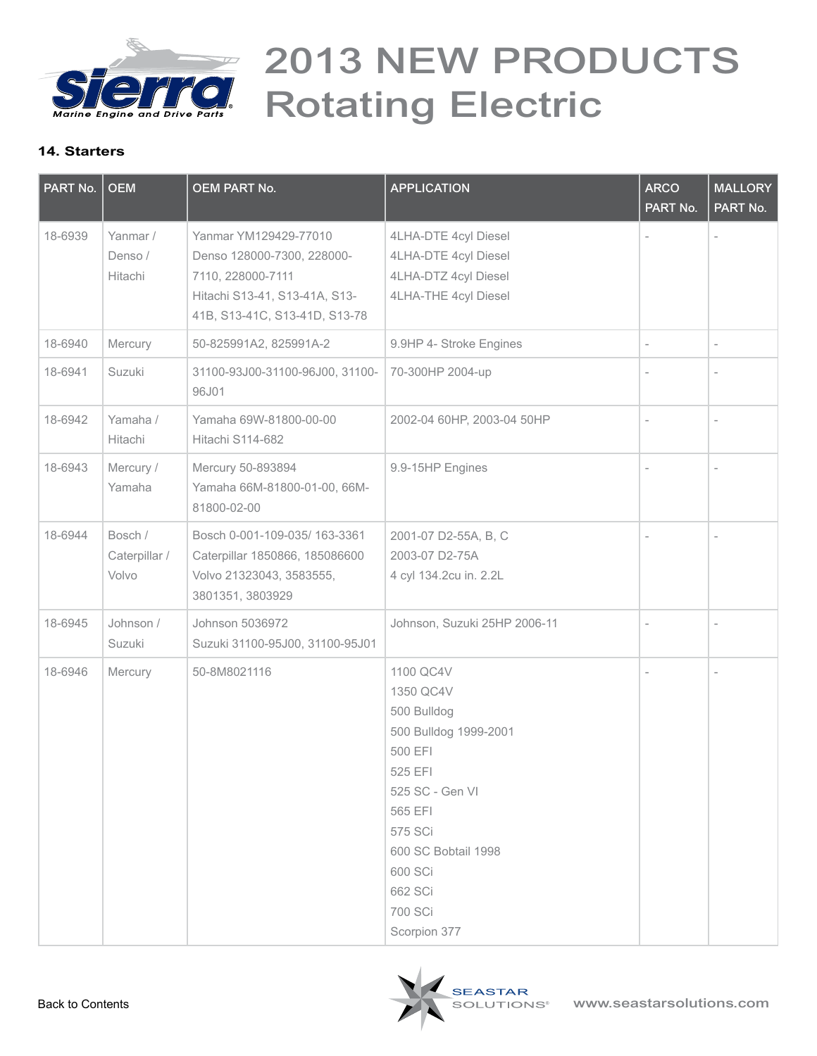# 2013 NEW PRODUCTS Rotating Electric

**14. Starters**

| PART No. | OEM | OEM PART No. | APPLICATION | ARCO PART No. | MALLORY PART No. |
|---|---|---|---|---|---|
| 18-6939 | Yanmar / Denso / Hitachi | Yanmar YM129429-77010<br>Denso 128000-7300, 228000-7110, 228000-7111<br>Hitachi S13-41, S13-41A, S13-41B, S13-41C, S13-41D, S13-78 | 4LHA-DTE 4cyl Diesel<br>4LHA-DTE 4cyl Diesel<br>4LHA-DTZ 4cyl Diesel<br>4LHA-THE 4cyl Diesel | - | - |
| 18-6940 | Mercury | 50-825991A2, 825991A-2 | 9.9HP 4- Stroke Engines | - | - |
| 18-6941 | Suzuki | 31100-93J00-31100-96J00, 31100-96J01 | 70-300HP 2004-up | - | - |
| 18-6942 | Yamaha / Hitachi | Yamaha 69W-81800-00-00<br>Hitachi S114-682 | 2002-04 60HP, 2003-04 50HP | - | - |
| 18-6943 | Mercury / Yamaha | Mercury 50-893894<br>Yamaha 66M-81800-01-00, 66M-81800-02-00 | 9.9-15HP Engines | - | - |
| 18-6944 | Bosch / Caterpillar / Volvo | Bosch 0-001-109-035/ 163-3361<br>Caterpillar 1850866, 185086600<br>Volvo 21323043, 3583555, 3801351, 3803929 | 2001-07 D2-55A, B, C<br>2003-07 D2-75A<br>4 cyl 134.2cu in. 2.2L | - | - |
| 18-6945 | Johnson / Suzuki | Johnson 5036972<br>Suzuki 31100-95J00, 31100-95J01 | Johnson, Suzuki 25HP 2006-11 | - | - |
| 18-6946 | Mercury | 50-8M8021116 | 1100 QC4V<br>1350 QC4V<br>500 Bulldog<br>500 Bulldog 1999-2001<br>500 EFI<br>525 EFI<br>525 SC - Gen VI<br>565 EFI<br>575 SCi<br>600 SC Bobtail 1998<br>600 SCi<br>662 SCi<br>700 SCi<br>Scorpion 377 | - | - |

Back to Contents

www.seastarsolutions.com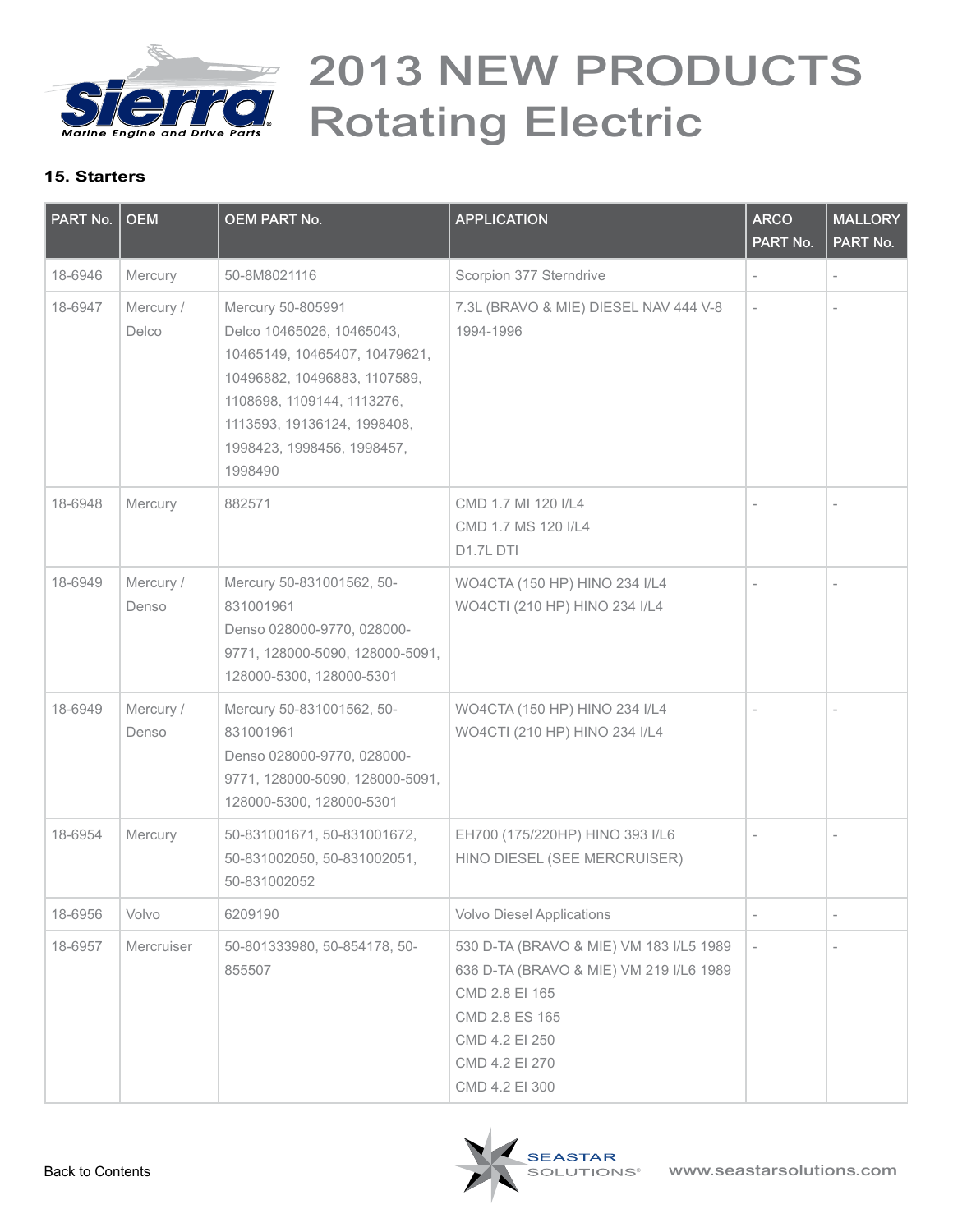# 2013 NEW PRODUCTS Rotating Electric

### 15. Starters

| PART No. | OEM | OEM PART No. | APPLICATION | ARCO PART No. | MALLORY PART No. |
|---|---|---|---|---|---|
| 18-6946 | Mercury | 50-8M8021116 | Scorpion 377 Sterndrive | - | - |
| 18-6947 | Mercury / Delco | Mercury 50-805991<br>Delco 10465026, 10465043, 10465149, 10465407, 10479621, 10496882, 10496883, 1107589, 1108698, 1109144, 1113276, 1113593, 19136124, 1998408, 1998423, 1998456, 1998457, 1998490 | 7.3L (BRAVO & MIE) DIESEL NAV 444 V-8 1994-1996 | - | - |
| 18-6948 | Mercury | 882571 | CMD 1.7 MI 120 I/L4<br>CMD 1.7 MS 120 I/L4<br>D1.7L DTI | - | - |
| 18-6949 | Mercury / Denso | Mercury 50-831001562, 50-831001961<br>Denso 028000-9770, 028000-9771, 128000-5090, 128000-5091, 128000-5300, 128000-5301 | WO4CTA (150 HP) HINO 234 I/L4<br>WO4CTI (210 HP) HINO 234 I/L4 | - | - |
| 18-6949 | Mercury / Denso | Mercury 50-831001562, 50-831001961<br>Denso 028000-9770, 028000-9771, 128000-5090, 128000-5091, 128000-5300, 128000-5301 | WO4CTA (150 HP) HINO 234 I/L4<br>WO4CTI (210 HP) HINO 234 I/L4 | - | - |
| 18-6954 | Mercury | 50-831001671, 50-831001672, 50-831002050, 50-831002051, 50-831002052 | EH700 (175/220HP) HINO 393 I/L6<br>HINO DIESEL (SEE MERCRUISER) | - | - |
| 18-6956 | Volvo | 6209190 | Volvo Diesel Applications | - | - |
| 18-6957 | Mercruiser | 50-801333980, 50-854178, 50-855507 | 530 D-TA (BRAVO & MIE) VM 183 I/L5 1989<br>636 D-TA (BRAVO & MIE) VM 219 I/L6 1989<br>CMD 2.8 EI 165<br>CMD 2.8 ES 165<br>CMD 4.2 EI 250<br>CMD 4.2 EI 270<br>CMD 4.2 EI 300 | - | - |

Back to Contents

www.seastarsolutions.com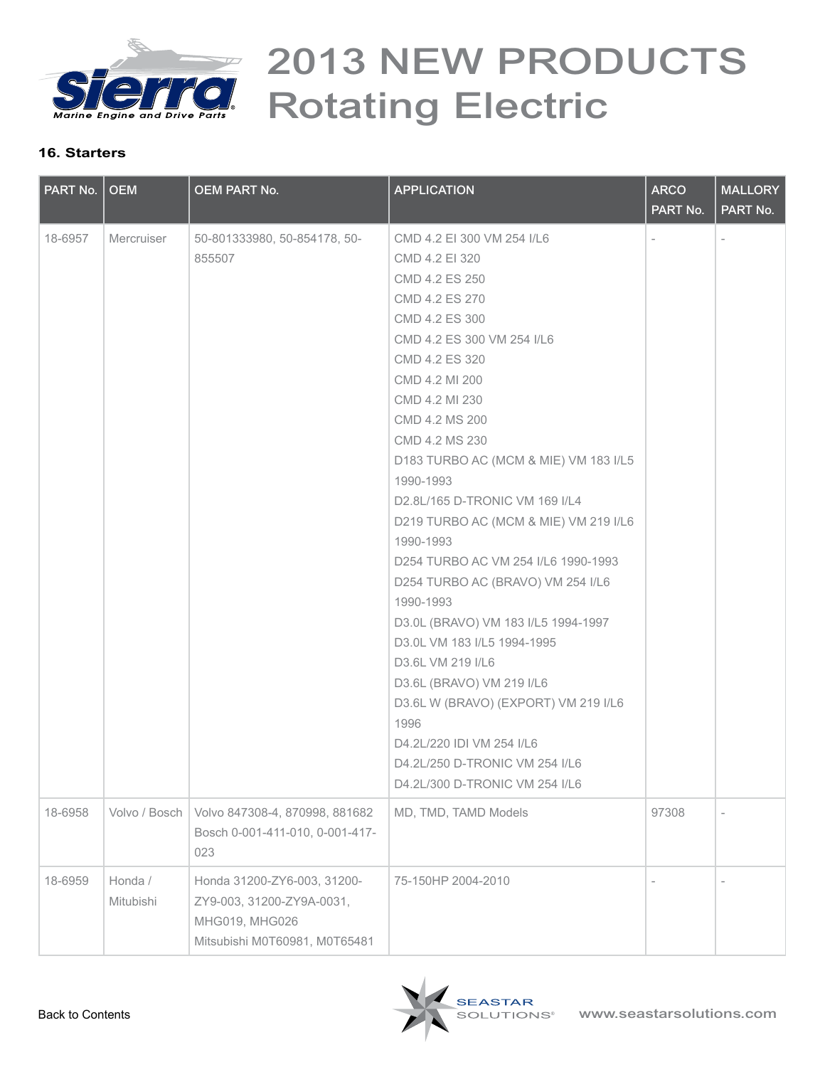# 2013 NEW PRODUCTS Rotating Electric

**16. Starters**

| PART No. | OEM | OEM PART No. | APPLICATION | ARCO PART No. | MALLORY PART No. |
|---|---|---|---|---|---|
| 18-6957 | Mercruiser | 50-801333980, 50-854178, 50-855507 | CMD 4.2 EI 300 VM 254 I/L6<br>CMD 4.2 EI 320<br>CMD 4.2 ES 250<br>CMD 4.2 ES 270<br>CMD 4.2 ES 300<br>CMD 4.2 ES 300 VM 254 I/L6<br>CMD 4.2 ES 320<br>CMD 4.2 MI 200<br>CMD 4.2 MI 230<br>CMD 4.2 MS 200<br>CMD 4.2 MS 230<br>D183 TURBO AC (MCM & MIE) VM 183 I/L5 1990-1993<br>D2.8L/165 D-TRONIC VM 169 I/L4<br>D219 TURBO AC (MCM & MIE) VM 219 I/L6 1990-1993<br>D254 TURBO AC VM 254 I/L6 1990-1993<br>D254 TURBO AC (BRAVO) VM 254 I/L6 1990-1993<br>D3.0L (BRAVO) VM 183 I/L5 1994-1997<br>D3.0L VM 183 I/L5 1994-1995<br>D3.6L VM 219 I/L6<br>D3.6L (BRAVO) VM 219 I/L6<br>D3.6L W (BRAVO) (EXPORT) VM 219 I/L6 1996<br>D4.2L/220 IDI VM 254 I/L6<br>D4.2L/250 D-TRONIC VM 254 I/L6<br>D4.2L/300 D-TRONIC VM 254 I/L6 | - | - |
| 18-6958 | Volvo / Bosch | Volvo 847308-4, 870998, 881682<br>Bosch 0-001-411-010, 0-001-417-023 | MD, TMD, TAMD Models | 97308 | - |
| 18-6959 | Honda / Mitubishi | Honda 31200-ZY6-003, 31200-ZY9-003, 31200-ZY9A-0031, MHG019, MHG026<br>Mitsubishi M0T60981, M0T65481 | 75-150HP 2004-2010 | - | - |

Back to Contents

www.seastarsolutions.com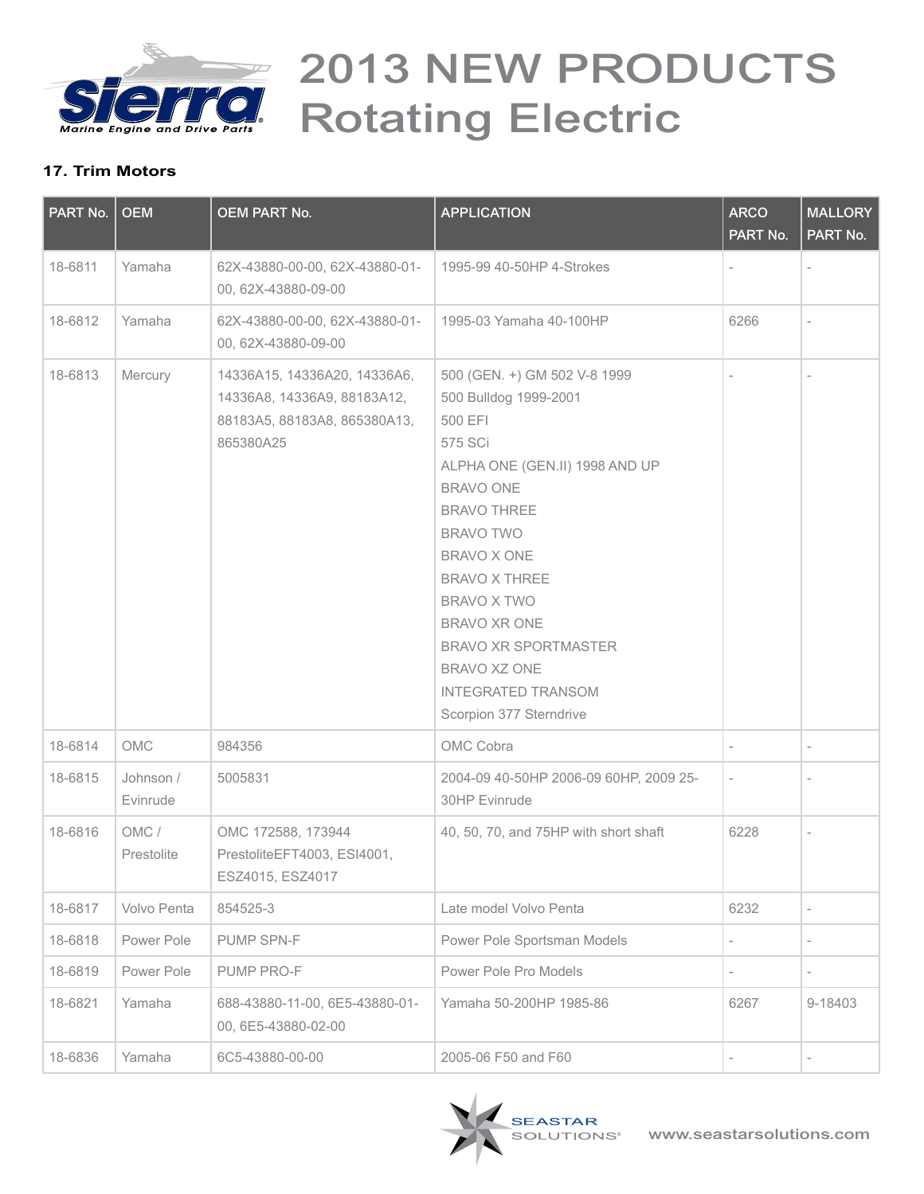# 2013 NEW PRODUCTS Rotating Electric

### 17. Trim Motors

| PART No. | OEM | OEM PART No. | APPLICATION | ARCO PART No. | MALLORY PART No. |
|---|---|---|---|---|---|
| 18-6811 | Yamaha | 62X-43880-00-00, 62X-43880-01-00, 62X-43880-09-00 | 1995-99 40-50HP 4-Strokes | - | - |
| 18-6812 | Yamaha | 62X-43880-00-00, 62X-43880-01-00, 62X-43880-09-00 | 1995-03 Yamaha 40-100HP | 6266 | - |
| 18-6813 | Mercury | 14336A15, 14336A20, 14336A6, 14336A8, 14336A9, 88183A12, 88183A5, 88183A8, 865380A13, 865380A25 | 500 (GEN. +) GM 502 V-8 1999<br>500 Bulldog 1999-2001<br>500 EFI<br>575 SCi<br>ALPHA ONE (GEN.II) 1998 AND UP<br>BRAVO ONE<br>BRAVO THREE<br>BRAVO TWO<br>BRAVO X ONE<br>BRAVO X THREE<br>BRAVO X TWO<br>BRAVO XR ONE<br>BRAVO XR SPORTMASTER<br>BRAVO XZ ONE<br>INTEGRATED TRANSOM<br>Scorpion 377 Sterndrive | - | - |
| 18-6814 | OMC | 984356 | OMC Cobra | - | - |
| 18-6815 | Johnson / Evinrude | 5005831 | 2004-09 40-50HP 2006-09 60HP, 2009 25-30HP Evinrude | - | - |
| 18-6816 | OMC / Prestolite | OMC 172588, 173944 PrestoliteEFT4003, ESI4001, ESZ4015, ESZ4017 | 40, 50, 70, and 75HP with short shaft | 6228 | - |
| 18-6817 | Volvo Penta | 854525-3 | Late model Volvo Penta | 6232 | - |
| 18-6818 | Power Pole | PUMP SPN-F | Power Pole Sportsman Models | - | - |
| 18-6819 | Power Pole | PUMP PRO-F | Power Pole Pro Models | - | - |
| 18-6821 | Yamaha | 688-43880-11-00, 6E5-43880-01-00, 6E5-43880-02-00 | Yamaha 50-200HP 1985-86 | 6267 | 9-18403 |
| 18-6836 | Yamaha | 6C5-43880-00-00 | 2005-06 F50 and F60 | - | - |

SEASTAR SOLUTIONS® www.seastarsolutions.com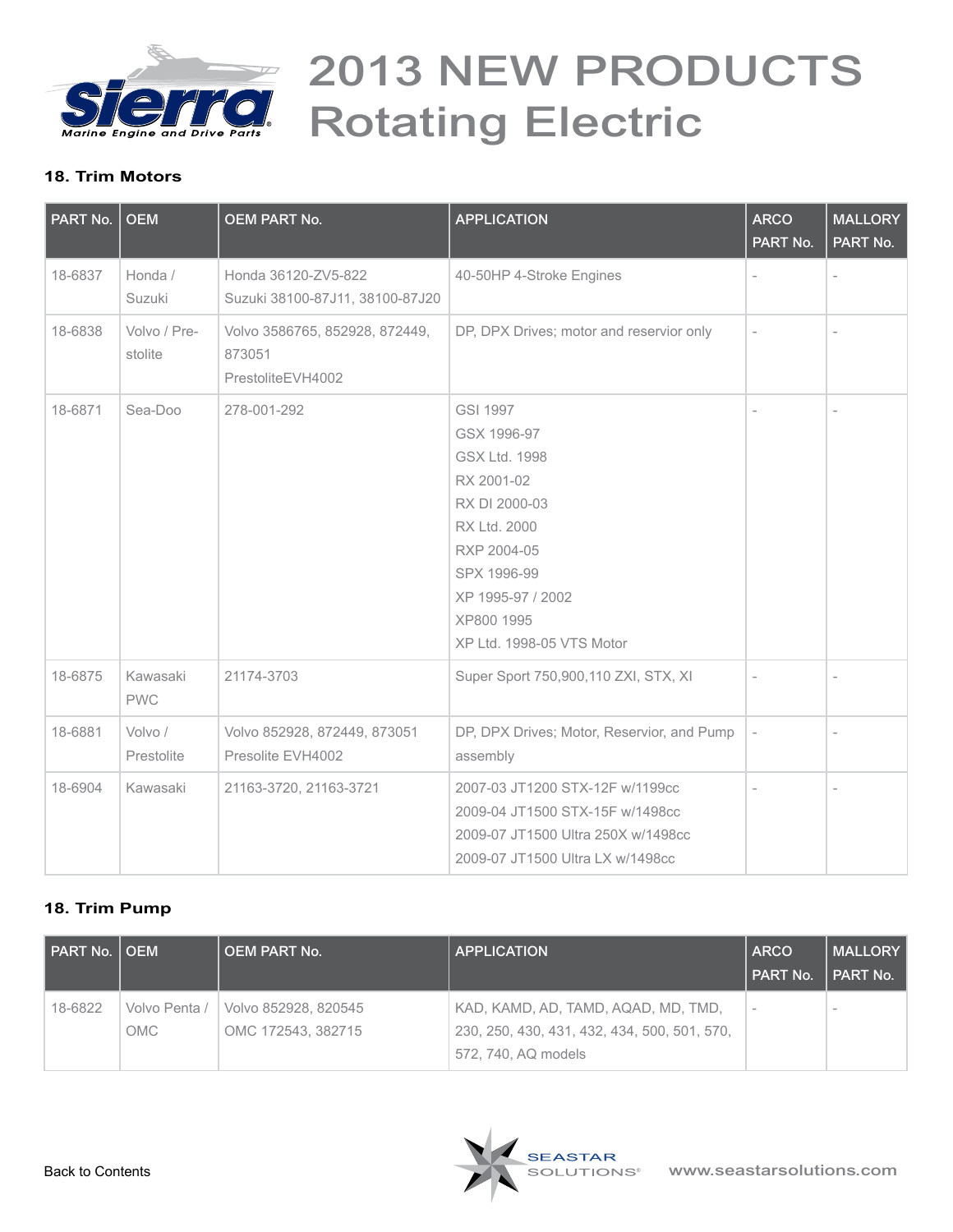# 2013 NEW PRODUCTS Rotating Electric

### 18. Trim Motors

| PART No. | OEM | OEM PART No. | APPLICATION | ARCO PART No. | MALLORY PART No. |
|---|---|---|---|---|---|
| 18-6837 | Honda / Suzuki | Honda 36120-ZV5-822<br>Suzuki 38100-87J11, 38100-87J20 | 40-50HP 4-Stroke Engines | - | - |
| 18-6838 | Volvo / Pre-stolite | Volvo 3586765, 852928, 872449, 873051<br>PrestoliteEVH4002 | DP, DPX Drives; motor and reservior only | - | - |
| 18-6871 | Sea-Doo | 278-001-292 | GSI 1997<br>GSX 1996-97<br>GSX Ltd. 1998<br>RX 2001-02<br>RX DI 2000-03<br>RX Ltd. 2000<br>RXP 2004-05<br>SPX 1996-99<br>XP 1995-97 / 2002<br>XP800 1995<br>XP Ltd. 1998-05 VTS Motor | - | - |
| 18-6875 | Kawasaki PWC | 21174-3703 | Super Sport 750,900,110 ZXI, STX, XI | - | - |
| 18-6881 | Volvo / Prestolite | Volvo 852928, 872449, 873051<br>Presolite EVH4002 | DP, DPX Drives; Motor, Reservior, and Pump assembly | - | - |
| 18-6904 | Kawasaki | 21163-3720, 21163-3721 | 2007-03 JT1200 STX-12F w/1199cc<br>2009-04 JT1500 STX-15F w/1498cc<br>2009-07 JT1500 Ultra 250X w/1498cc<br>2009-07 JT1500 Ultra LX w/1498cc | - | - |

### 18. Trim Pump

| PART No. | OEM | OEM PART No. | APPLICATION | ARCO PART No. | MALLORY PART No. |
|---|---|---|---|---|---|
| 18-6822 | Volvo Penta / OMC | Volvo 852928, 820545<br>OMC 172543, 382715 | KAD, KAMD, AD, TAMD, AQAD, MD, TMD, 230, 250, 430, 431, 432, 434, 500, 501, 570, 572, 740, AQ models | - | - |

Back to Contents

www.seastarsolutions.com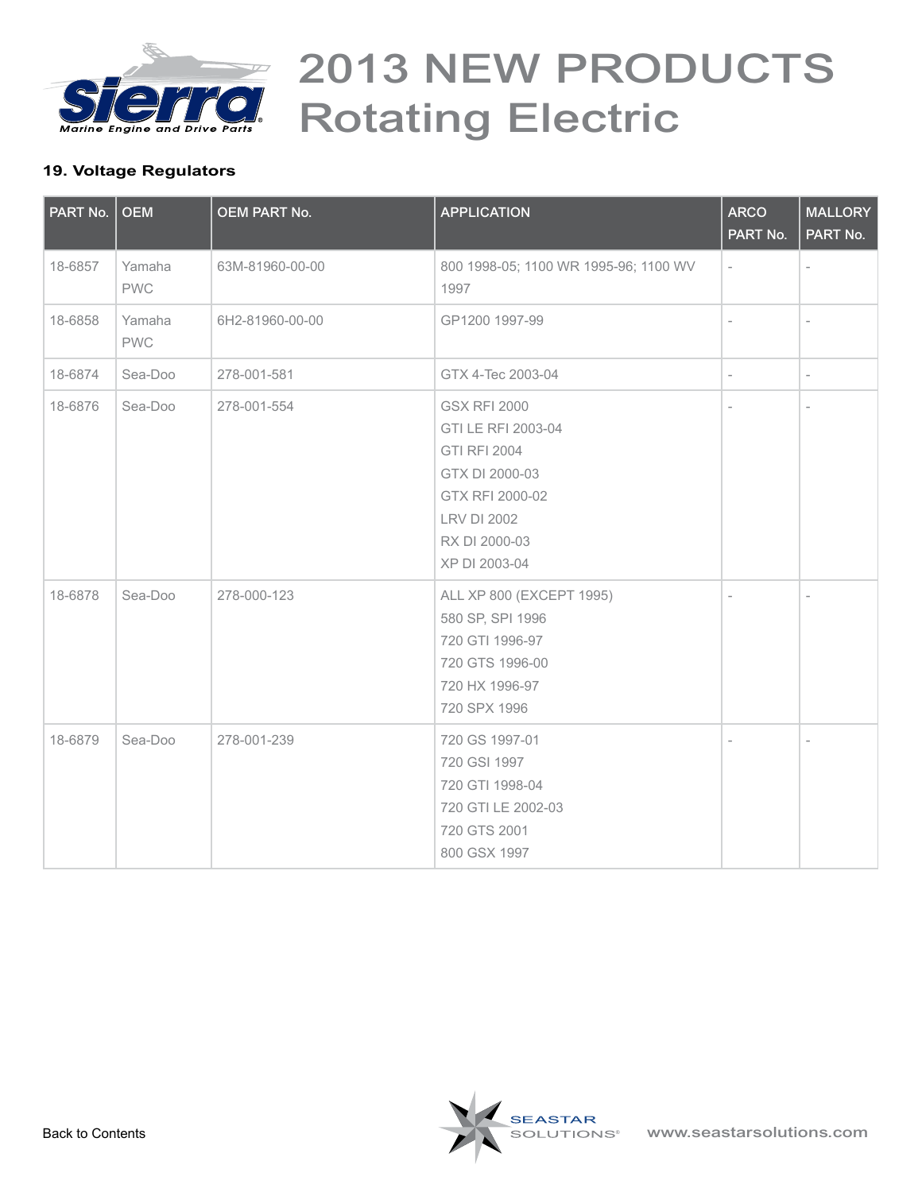# 2013 NEW PRODUCTS Rotating Electric

### 19. Voltage Regulators

| PART No. | OEM | OEM PART No. | APPLICATION | ARCO PART No. | MALLORY PART No. |
|---|---|---|---|---|---|
| 18-6857 | Yamaha PWC | 63M-81960-00-00 | 800 1998-05; 1100 WR 1995-96; 1100 WV 1997 | - | - |
| 18-6858 | Yamaha PWC | 6H2-81960-00-00 | GP1200 1997-99 | - | - |
| 18-6874 | Sea-Doo | 278-001-581 | GTX 4-Tec 2003-04 | - | - |
| 18-6876 | Sea-Doo | 278-001-554 | GSX RFI 2000<br>GTI LE RFI 2003-04<br>GTI RFI 2004<br>GTX DI 2000-03<br>GTX RFI 2000-02<br>LRV DI 2002<br>RX DI 2000-03<br>XP DI 2003-04 | - | - |
| 18-6878 | Sea-Doo | 278-000-123 | ALL XP 800 (EXCEPT 1995)<br>580 SP, SPI 1996<br>720 GTI 1996-97<br>720 GTS 1996-00<br>720 HX 1996-97<br>720 SPX 1996 | - | - |
| 18-6879 | Sea-Doo | 278-001-239 | 720 GS 1997-01<br>720 GSI 1997<br>720 GTI 1998-04<br>720 GTI LE 2002-03<br>720 GTS 2001<br>800 GSX 1997 | - | - |

Back to Contents

www.seastarsolutions.com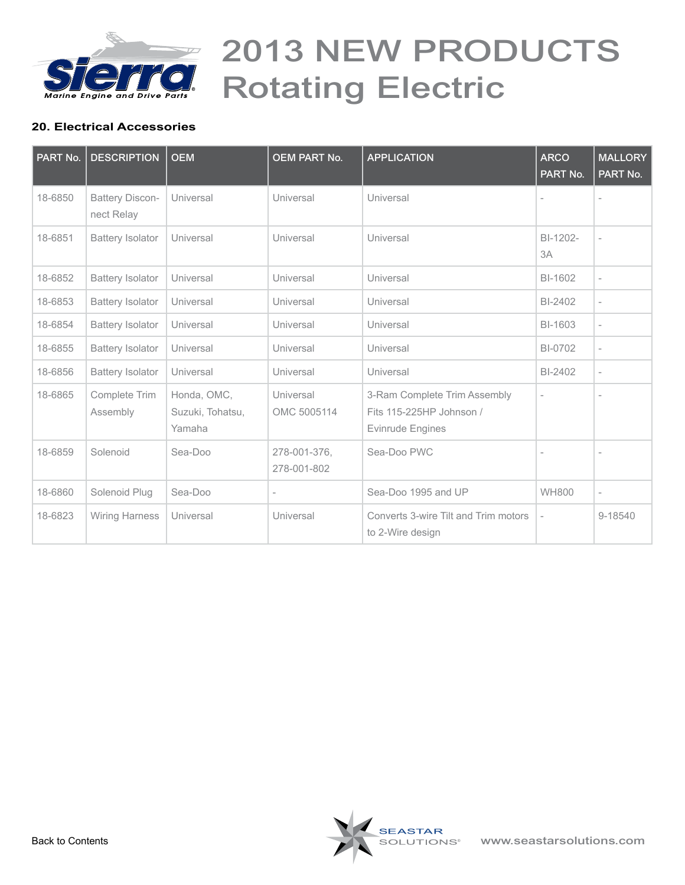# 2013 NEW PRODUCTS Rotating Electric

**20. Electrical Accessories**

| PART No. | DESCRIPTION | OEM | OEM PART No. | APPLICATION | ARCO PART No. | MALLORY PART No. |
|---|---|---|---|---|---|---|
| 18-6850 | Battery Disconnect Relay | Universal | Universal | Universal | - | - |
| 18-6851 | Battery Isolator | Universal | Universal | Universal | BI-1202-3A | - |
| 18-6852 | Battery Isolator | Universal | Universal | Universal | BI-1602 | - |
| 18-6853 | Battery Isolator | Universal | Universal | Universal | BI-2402 | - |
| 18-6854 | Battery Isolator | Universal | Universal | Universal | BI-1603 | - |
| 18-6855 | Battery Isolator | Universal | Universal | Universal | BI-0702 | - |
| 18-6856 | Battery Isolator | Universal | Universal | Universal | BI-2402 | - |
| 18-6865 | Complete Trim Assembly | Honda, OMC, Suzuki, Tohatsu, Yamaha | Universal OMC 5005114 | 3-Ram Complete Trim Assembly Fits 115-225HP Johnson / Evinrude Engines | - | - |
| 18-6859 | Solenoid | Sea-Doo | 278-001-376, 278-001-802 | Sea-Doo PWC | - | - |
| 18-6860 | Solenoid Plug | Sea-Doo | - | Sea-Doo 1995 and UP | WH800 | - |
| 18-6823 | Wiring Harness | Universal | Universal | Converts 3-wire Tilt and Trim motors to 2-Wire design | - | 9-18540 |

Back to Contents

www.seastarsolutions.com